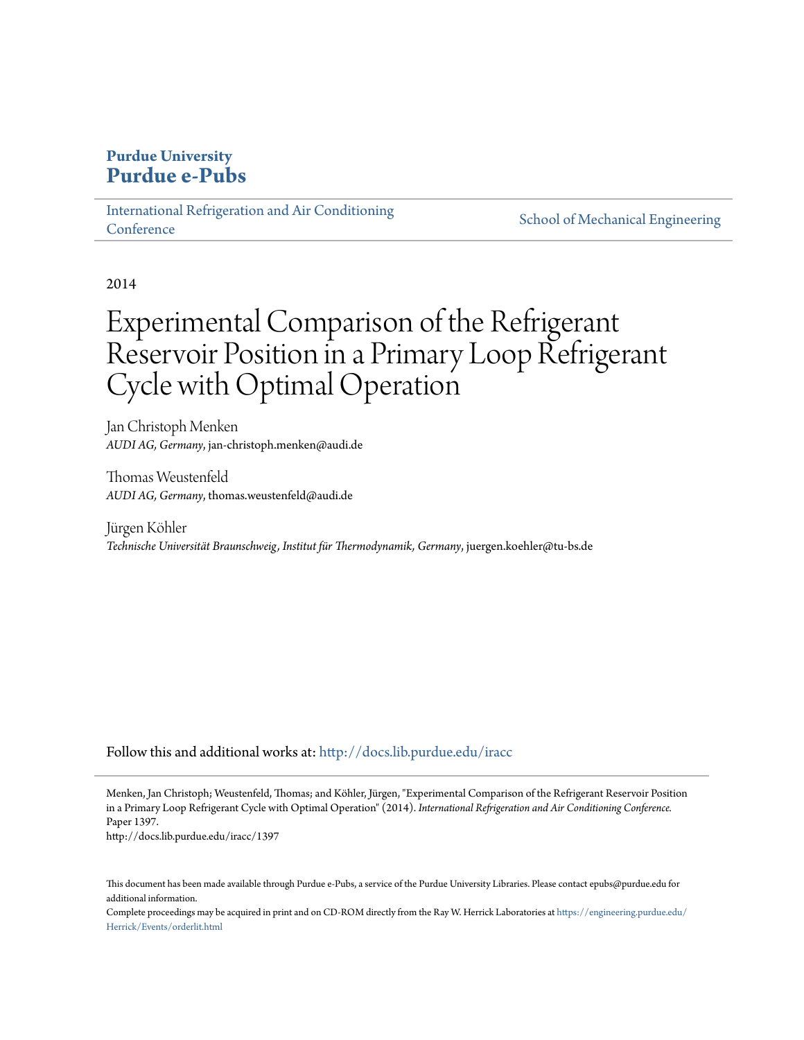**Purdue University**
**Purdue e-Pubs**

International Refrigeration and Air Conditioning Conference | School of Mechanical Engineering

2014

# Experimental Comparison of the Refrigerant Reservoir Position in a Primary Loop Refrigerant Cycle with Optimal Operation

Jan Christoph Menken
*AUDI AG, Germany*, jan-christoph.menken@audi.de

Thomas Weustenfeld
*AUDI AG, Germany*, thomas.weustenfeld@audi.de

Jürgen Köhler
*Technische Universität Braunschweig, Institut für Thermodynamik, Germany*, juergen.koehler@tu-bs.de

Follow this and additional works at: http://docs.lib.purdue.edu/iracc

Menken, Jan Christoph; Weustenfeld, Thomas; and Köhler, Jürgen, "Experimental Comparison of the Refrigerant Reservoir Position in a Primary Loop Refrigerant Cycle with Optimal Operation" (2014). *International Refrigeration and Air Conditioning Conference.* Paper 1397.
http://docs.lib.purdue.edu/iracc/1397

This document has been made available through Purdue e-Pubs, a service of the Purdue University Libraries. Please contact epubs@purdue.edu for additional information.
Complete proceedings may be acquired in print and on CD-ROM directly from the Ray W. Herrick Laboratories at https://engineering.purdue.edu/Herrick/Events/orderlit.html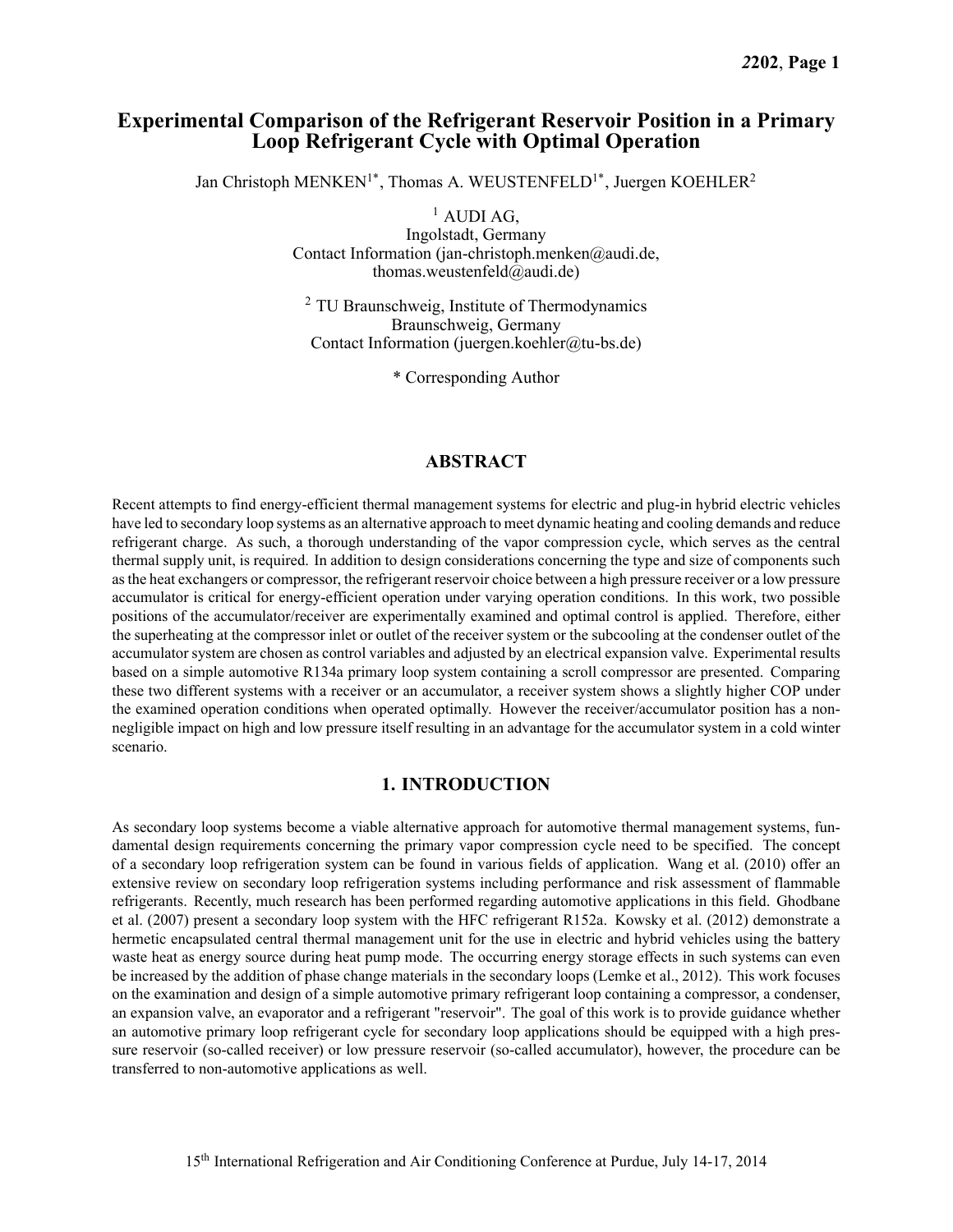# Experimental Comparison of the Refrigerant Reservoir Position in a Primary Loop Refrigerant Cycle with Optimal Operation

Jan Christoph MENKEN[1*], Thomas A. WEUSTENFELD[1*], Juergen KOEHLER[2]

[1] AUDI AG,
Ingolstadt, Germany
Contact Information (jan-christoph.menken@audi.de,
thomas.weustenfeld@audi.de)

[2] TU Braunschweig, Institute of Thermodynamics
Braunschweig, Germany
Contact Information (juergen.koehler@tu-bs.de)

* Corresponding Author

## ABSTRACT

Recent attempts to find energy-efficient thermal management systems for electric and plug-in hybrid electric vehicles have led to secondary loop systems as an alternative approach to meet dynamic heating and cooling demands and reduce refrigerant charge. As such, a thorough understanding of the vapor compression cycle, which serves as the central thermal supply unit, is required. In addition to design considerations concerning the type and size of components such as the heat exchangers or compressor, the refrigerant reservoir choice between a high pressure receiver or a low pressure accumulator is critical for energy-efficient operation under varying operation conditions. In this work, two possible positions of the accumulator/receiver are experimentally examined and optimal control is applied. Therefore, either the superheating at the compressor inlet or outlet of the receiver system or the subcooling at the condenser outlet of the accumulator system are chosen as control variables and adjusted by an electrical expansion valve. Experimental results based on a simple automotive R134a primary loop system containing a scroll compressor are presented. Comparing these two different systems with a receiver or an accumulator, a receiver system shows a slightly higher COP under the examined operation conditions when operated optimally. However the receiver/accumulator position has a non-negligible impact on high and low pressure itself resulting in an advantage for the accumulator system in a cold winter scenario.

## 1. INTRODUCTION

As secondary loop systems become a viable alternative approach for automotive thermal management systems, fundamental design requirements concerning the primary vapor compression cycle need to be specified. The concept of a secondary loop refrigeration system can be found in various fields of application. Wang et al. (2010) offer an extensive review on secondary loop refrigeration systems including performance and risk assessment of flammable refrigerants. Recently, much research has been performed regarding automotive applications in this field. Ghodbane et al. (2007) present a secondary loop system with the HFC refrigerant R152a. Kowsky et al. (2012) demonstrate a hermetic encapsulated central thermal management unit for the use in electric and hybrid vehicles using the battery waste heat as energy source during heat pump mode. The occurring energy storage effects in such systems can even be increased by the addition of phase change materials in the secondary loops (Lemke et al., 2012). This work focuses on the examination and design of a simple automotive primary refrigerant loop containing a compressor, a condenser, an expansion valve, an evaporator and a refrigerant "reservoir". The goal of this work is to provide guidance whether an automotive primary loop refrigerant cycle for secondary loop applications should be equipped with a high pressure reservoir (so-called receiver) or low pressure reservoir (so-called accumulator), however, the procedure can be transferred to non-automotive applications as well.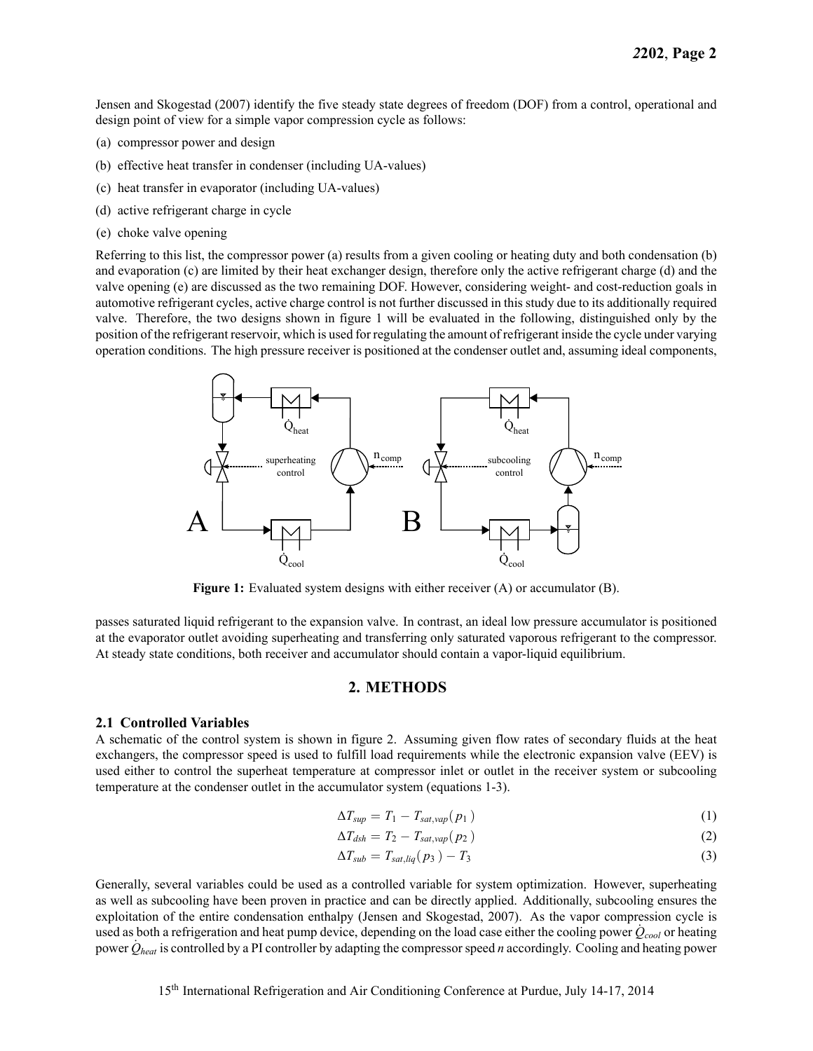Jensen and Skogestad (2007) identify the five steady state degrees of freedom (DOF) from a control, operational and design point of view for a simple vapor compression cycle as follows:

(a) compressor power and design

(b) effective heat transfer in condenser (including UA-values)

(c) heat transfer in evaporator (including UA-values)

(d) active refrigerant charge in cycle

(e) choke valve opening

Referring to this list, the compressor power (a) results from a given cooling or heating duty and both condensation (b) and evaporation (c) are limited by their heat exchanger design, therefore only the active refrigerant charge (d) and the valve opening (e) are discussed as the two remaining DOF. However, considering weight- and cost-reduction goals in automotive refrigerant cycles, active charge control is not further discussed in this study due to its additionally required valve. Therefore, the two designs shown in figure 1 will be evaluated in the following, distinguished only by the position of the refrigerant reservoir, which is used for regulating the amount of refrigerant inside the cycle under varying operation conditions. The high pressure receiver is positioned at the condenser outlet and, assuming ideal components, passes saturated liquid refrigerant to the expansion valve. In contrast, an ideal low pressure accumulator is positioned at the evaporator outlet avoiding superheating and transferring only saturated vaporous refrigerant to the compressor. At steady state conditions, both receiver and accumulator should contain a vapor-liquid equilibrium.

**Figure 1:** Evaluated system designs with either receiver (A) or accumulator (B).

## 2. METHODS

### 2.1 Controlled Variables

A schematic of the control system is shown in figure 2. Assuming given flow rates of secondary fluids at the heat exchangers, the compressor speed is used to fulfill load requirements while the electronic expansion valve (EEV) is used either to control the superheat temperature at compressor inlet or outlet in the receiver system or subcooling temperature at the condenser outlet in the accumulator system (equations 1-3).

$$\Delta T_{sup} = T_1 - T_{sat,vap}(p_1) \tag{1}$$

$$\Delta T_{dsh} = T_2 - T_{sat,vap}(p_2) \tag{2}$$

$$\Delta T_{sub} = T_{sat,liq}(p_3) - T_3 \tag{3}$$

Generally, several variables could be used as a controlled variable for system optimization. However, superheating as well as subcooling have been proven in practice and can be directly applied. Additionally, subcooling ensures the exploitation of the entire condensation enthalpy (Jensen and Skogestad, 2007). As the vapor compression cycle is used as both a refrigeration and heat pump device, depending on the load case either the cooling power $\dot{Q}_{cool}$ or heating power $\dot{Q}_{heat}$ is controlled by a PI controller by adapting the compressor speed $n$ accordingly. Cooling and heating power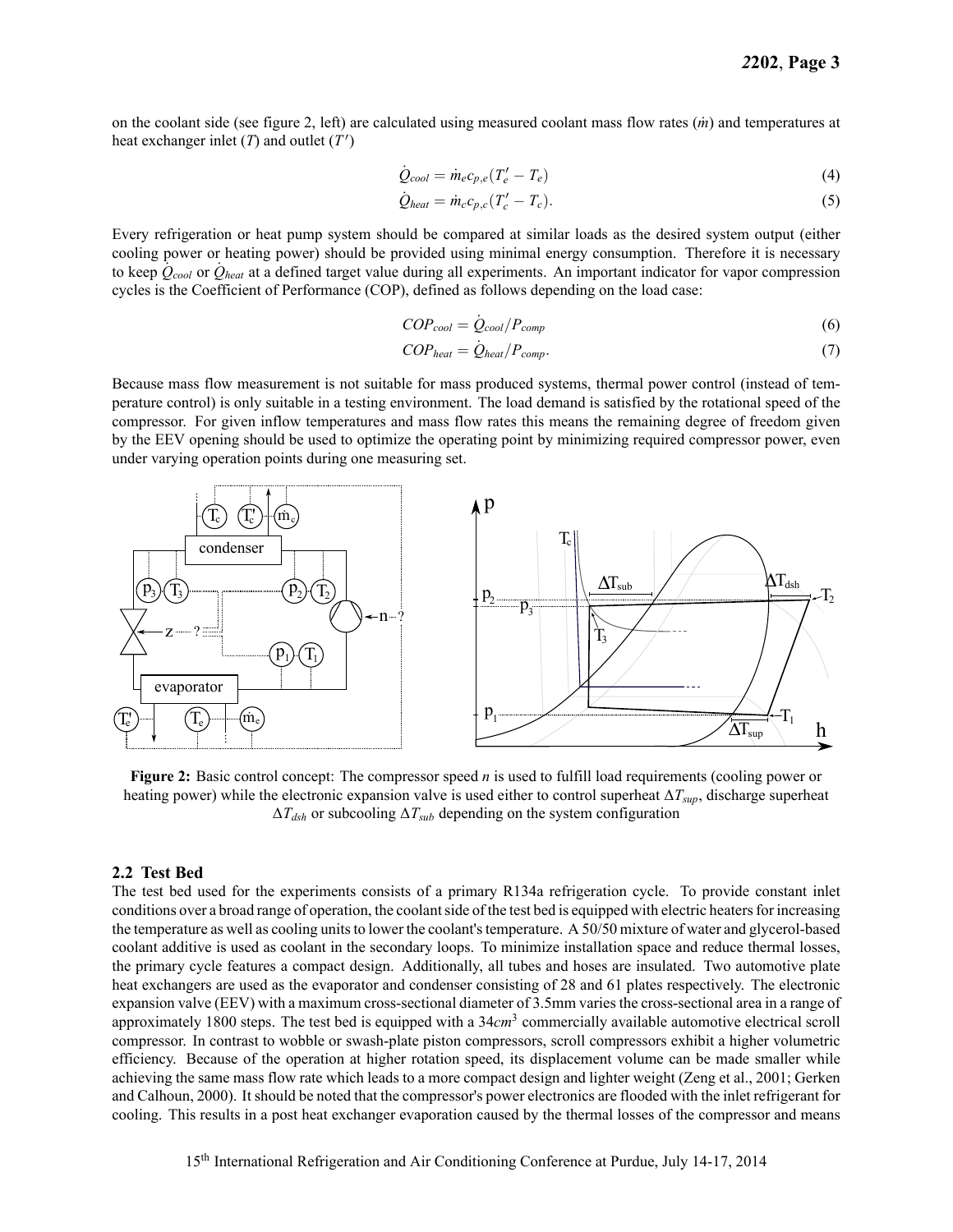on the coolant side (see figure 2, left) are calculated using measured coolant mass flow rates ($\dot{m}$) and temperatures at heat exchanger inlet ($T$) and outlet ($T'$)

$$\dot{Q}_{cool} = \dot{m}_e c_{p,e}(T'_e - T_e) \tag{4}$$

$$\dot{Q}_{heat} = \dot{m}_c c_{p,c}(T'_c - T_c). \tag{5}$$

Every refrigeration or heat pump system should be compared at similar loads as the desired system output (either cooling power or heating power) should be provided using minimal energy consumption. Therefore it is necessary to keep $\dot{Q}_{cool}$ or $\dot{Q}_{heat}$ at a defined target value during all experiments. An important indicator for vapor compression cycles is the Coefficient of Performance (COP), defined as follows depending on the load case:

$$COP_{cool} = \dot{Q}_{cool}/P_{comp} \tag{6}$$

$$COP_{heat} = \dot{Q}_{heat}/P_{comp}. \tag{7}$$

Because mass flow measurement is not suitable for mass produced systems, thermal power control (instead of temperature control) is only suitable in a testing environment. The load demand is satisfied by the rotational speed of the compressor. For given inflow temperatures and mass flow rates this means the remaining degree of freedom given by the EEV opening should be used to optimize the operating point by minimizing required compressor power, even under varying operation points during one measuring set.

**Figure 2:** Basic control concept: The compressor speed $n$ is used to fulfill load requirements (cooling power or heating power) while the electronic expansion valve is used either to control superheat $\Delta T_{sup}$, discharge superheat $\Delta T_{dsh}$ or subcooling $\Delta T_{sub}$ depending on the system configuration

### 2.2 Test Bed

The test bed used for the experiments consists of a primary R134a refrigeration cycle. To provide constant inlet conditions over a broad range of operation, the coolant side of the test bed is equipped with electric heaters for increasing the temperature as well as cooling units to lower the coolant's temperature. A 50/50 mixture of water and glycerol-based coolant additive is used as coolant in the secondary loops. To minimize installation space and reduce thermal losses, the primary cycle features a compact design. Additionally, all tubes and hoses are insulated. Two automotive plate heat exchangers are used as the evaporator and condenser consisting of 28 and 61 plates respectively. The electronic expansion valve (EEV) with a maximum cross-sectional diameter of 3.5mm varies the cross-sectional area in a range of approximately 1800 steps. The test bed is equipped with a $34cm^3$ commercially available automotive electrical scroll compressor. In contrast to wobble or swash-plate piston compressors, scroll compressors exhibit a higher volumetric efficiency. Because of the operation at higher rotation speed, its displacement volume can be made smaller while achieving the same mass flow rate which leads to a more compact design and lighter weight (Zeng et al., 2001; Gerken and Calhoun, 2000). It should be noted that the compressor's power electronics are flooded with the inlet refrigerant for cooling. This results in a post heat exchanger evaporation caused by the thermal losses of the compressor and means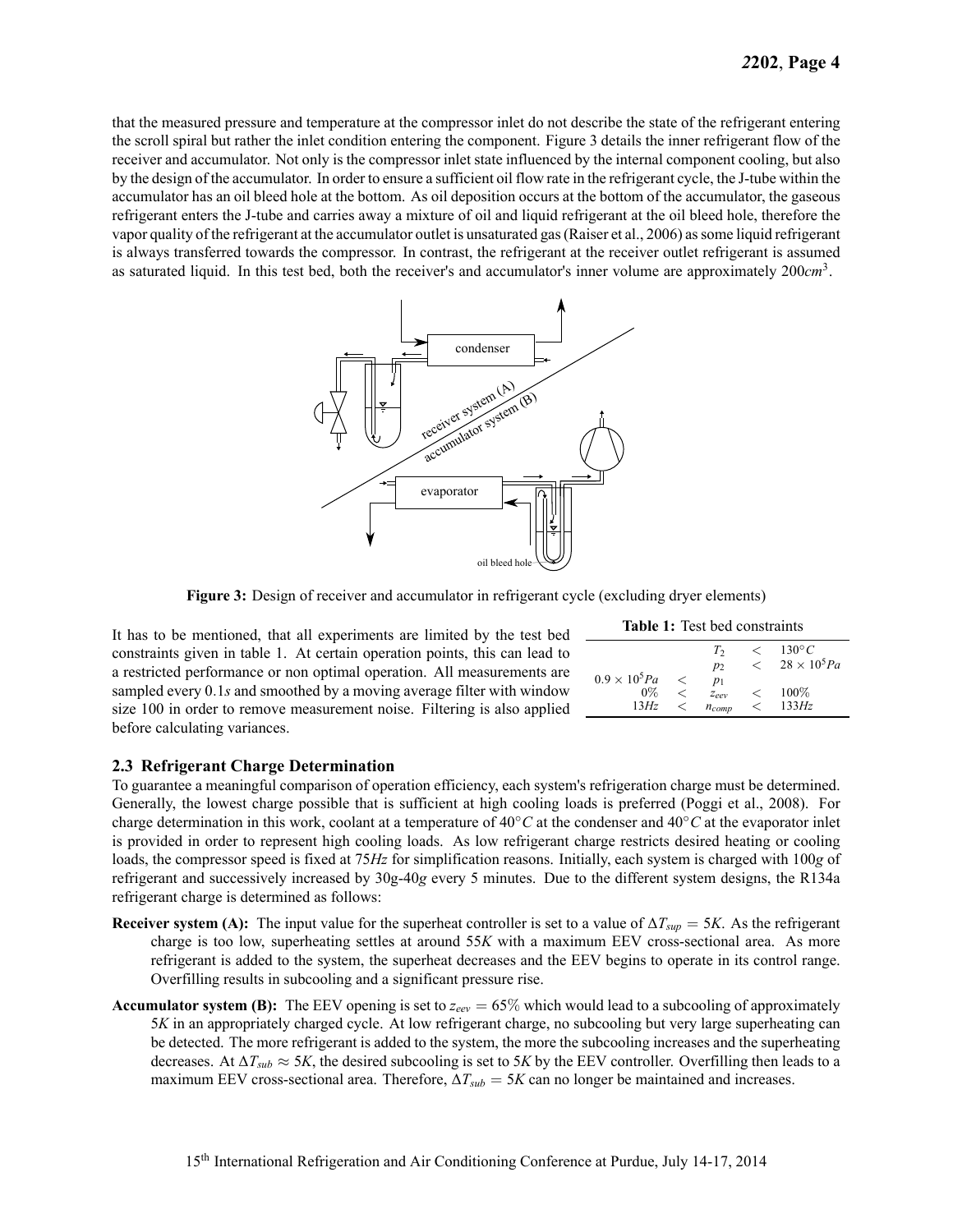that the measured pressure and temperature at the compressor inlet do not describe the state of the refrigerant entering the scroll spiral but rather the inlet condition entering the component. Figure 3 details the inner refrigerant flow of the receiver and accumulator. Not only is the compressor inlet state influenced by the internal component cooling, but also by the design of the accumulator. In order to ensure a sufficient oil flow rate in the refrigerant cycle, the J-tube within the accumulator has an oil bleed hole at the bottom. As oil deposition occurs at the bottom of the accumulator, the gaseous refrigerant enters the J-tube and carries away a mixture of oil and liquid refrigerant at the oil bleed hole, therefore the vapor quality of the refrigerant at the accumulator outlet is unsaturated gas (Raiser et al., 2006) as some liquid refrigerant is always transferred towards the compressor. In contrast, the refrigerant at the receiver outlet refrigerant is assumed as saturated liquid. In this test bed, both the receiver's and accumulator's inner volume are approximately $200 cm^3$.

**Figure 3:** Design of receiver and accumulator in refrigerant cycle (excluding dryer elements)

It has to be mentioned, that all experiments are limited by the test bed constraints given in table 1. At certain operation points, this can lead to a restricted performance or non optimal operation. All measurements are sampled every $0.1 s$ and smoothed by a moving average filter with window size 100 in order to remove measurement noise. Filtering is also applied before calculating variances.

**Table 1:** Test bed constraints

| | | | | |
|---|---|---|---|---|
| | | $T_2$ | $<$ | $130°C$ |
| | | $p_2$ | $<$ | $28 \times 10^5 Pa$ |
| $0.9 \times 10^5 Pa$ | $<$ | $p_1$ | | |
| $0\%$ | $<$ | $z_{eev}$ | $<$ | $100\%$ |
| $13 Hz$ | $<$ | $n_{comp}$ | $<$ | $133 Hz$ |

### 2.3 Refrigerant Charge Determination

To guarantee a meaningful comparison of operation efficiency, each system's refrigeration charge must be determined. Generally, the lowest charge possible that is sufficient at high cooling loads is preferred (Poggi et al., 2008). For charge determination in this work, coolant at a temperature of $40°C$ at the condenser and $40°C$ at the evaporator inlet is provided in order to represent high cooling loads. As low refrigerant charge restricts desired heating or cooling loads, the compressor speed is fixed at $75 Hz$ for simplification reasons. Initially, each system is charged with $100 g$ of refrigerant and successively increased by $30 g$-$40 g$ every 5 minutes. Due to the different system designs, the R134a refrigerant charge is determined as follows:

**Receiver system (A):** The input value for the superheat controller is set to a value of $\Delta T_{sup} = 5K$. As the refrigerant charge is too low, superheating settles at around $55K$ with a maximum EEV cross-sectional area. As more refrigerant is added to the system, the superheat decreases and the EEV begins to operate in its control range. Overfilling results in subcooling and a significant pressure rise.

**Accumulator system (B):** The EEV opening is set to $z_{eev} = 65\%$ which would lead to a subcooling of approximately $5K$ in an appropriately charged cycle. At low refrigerant charge, no subcooling but very large superheating can be detected. The more refrigerant is added to the system, the more the subcooling increases and the superheating decreases. At $\Delta T_{sub} \approx 5K$, the desired subcooling is set to $5K$ by the EEV controller. Overfilling then leads to a maximum EEV cross-sectional area. Therefore, $\Delta T_{sub} = 5K$ can no longer be maintained and increases.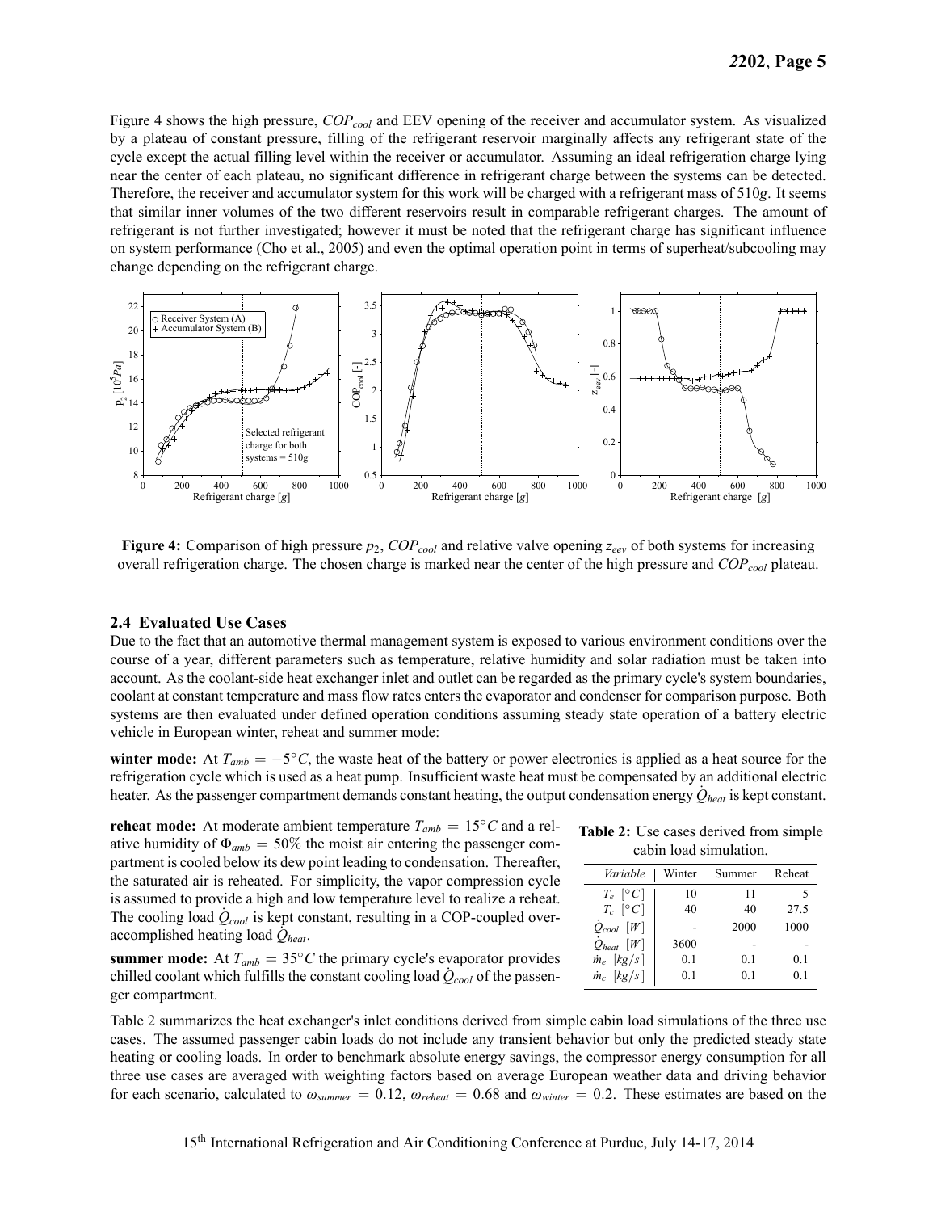Figure 4 shows the high pressure, $COP_{cool}$ and EEV opening of the receiver and accumulator system. As visualized by a plateau of constant pressure, filling of the refrigerant reservoir marginally affects any refrigerant state of the cycle except the actual filling level within the receiver or accumulator. Assuming an ideal refrigeration charge lying near the center of each plateau, no significant difference in refrigerant charge between the systems can be detected. Therefore, the receiver and accumulator system for this work will be charged with a refrigerant mass of 510*g*. It seems that similar inner volumes of the two different reservoirs result in comparable refrigerant charges. The amount of refrigerant is not further investigated; however it must be noted that the refrigerant charge has significant influence on system performance (Cho et al., 2005) and even the optimal operation point in terms of superheat/subcooling may change depending on the refrigerant charge.

**Figure 4:** Comparison of high pressure $p_2$, $COP_{cool}$ and relative valve opening $z_{eev}$ of both systems for increasing overall refrigeration charge. The chosen charge is marked near the center of the high pressure and $COP_{cool}$ plateau.

### 2.4 Evaluated Use Cases

Due to the fact that an automotive thermal management system is exposed to various environment conditions over the course of a year, different parameters such as temperature, relative humidity and solar radiation must be taken into account. As the coolant-side heat exchanger inlet and outlet can be regarded as the primary cycle's system boundaries, coolant at constant temperature and mass flow rates enters the evaporator and condenser for comparison purpose. Both systems are then evaluated under defined operation conditions assuming steady state operation of a battery electric vehicle in European winter, reheat and summer mode:

**winter mode:** At $T_{amb} = -5°C$, the waste heat of the battery or power electronics is applied as a heat source for the refrigeration cycle which is used as a heat pump. Insufficient waste heat must be compensated by an additional electric heater. As the passenger compartment demands constant heating, the output condensation energy $\dot{Q}_{heat}$ is kept constant.

**reheat mode:** At moderate ambient temperature $T_{amb} = 15°C$ and a relative humidity of $\Phi_{amb} = 50\%$ the moist air entering the passenger compartment is cooled below its dew point leading to condensation. Thereafter, the saturated air is reheated. For simplicity, the vapor compression cycle is assumed to provide a high and low temperature level to realize a reheat. The cooling load $\dot{Q}_{cool}$ is kept constant, resulting in a COP-coupled over-accomplished heating load $\dot{Q}_{heat}$.

**summer mode:** At $T_{amb} = 35°C$ the primary cycle's evaporator provides chilled coolant which fulfills the constant cooling load $\dot{Q}_{cool}$ of the passenger compartment.

**Table 2:** Use cases derived from simple cabin load simulation.

| *Variable* | Winter | Summer | Reheat |
|---|---|---|---|
| $T_e$ $[°C]$ | 10 | 11 | 5 |
| $T_c$ $[°C]$ | 40 | 40 | 27.5 |
| $\dot{Q}_{cool}$ $[W]$ | - | 2000 | 1000 |
| $\dot{Q}_{heat}$ $[W]$ | 3600 | - | - |
| $\dot{m}_e$ $[kg/s]$ | 0.1 | 0.1 | 0.1 |
| $\dot{m}_c$ $[kg/s]$ | 0.1 | 0.1 | 0.1 |

Table 2 summarizes the heat exchanger's inlet conditions derived from simple cabin load simulations of the three use cases. The assumed passenger cabin loads do not include any transient behavior but only the predicted steady state heating or cooling loads. In order to benchmark absolute energy savings, the compressor energy consumption for all three use cases are averaged with weighting factors based on average European weather data and driving behavior for each scenario, calculated to $\omega_{summer} = 0.12$, $\omega_{reheat} = 0.68$ and $\omega_{winter} = 0.2$. These estimates are based on the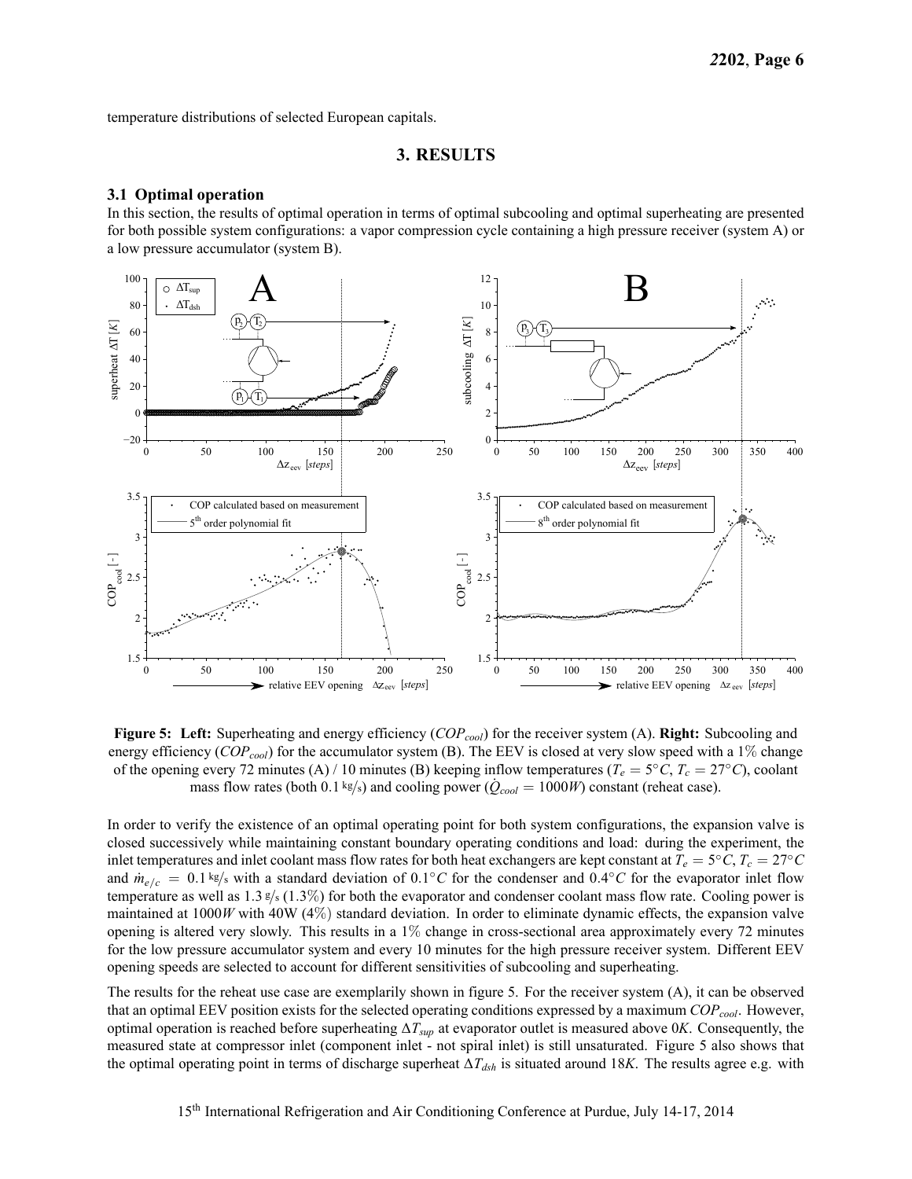temperature distributions of selected European capitals.

## 3. RESULTS

### 3.1 Optimal operation

In this section, the results of optimal operation in terms of optimal subcooling and optimal superheating are presented for both possible system configurations: a vapor compression cycle containing a high pressure receiver (system A) or a low pressure accumulator (system B).

**Figure 5: Left:** Superheating and energy efficiency ($COP_{cool}$) for the receiver system (A). **Right:** Subcooling and energy efficiency ($COP_{cool}$) for the accumulator system (B). The EEV is closed at very slow speed with a 1% change of the opening every 72 minutes (A) / 10 minutes (B) keeping inflow temperatures ($T_e = 5°C$, $T_c = 27°C$), coolant mass flow rates (both $0.1\,kg/s$) and cooling power ($\dot{Q}_{cool} = 1000W$) constant (reheat case).

In order to verify the existence of an optimal operating point for both system configurations, the expansion valve is closed successively while maintaining constant boundary operating conditions and load: during the experiment, the inlet temperatures and inlet coolant mass flow rates for both heat exchangers are kept constant at $T_e = 5°C$, $T_c = 27°C$ and $\dot{m}_{e/c} = 0.1\,kg/s$ with a standard deviation of $0.1°C$ for the condenser and $0.4°C$ for the evaporator inlet flow temperature as well as $1.3\,g/s$ (1.3%) for both the evaporator and condenser coolant mass flow rate. Cooling power is maintained at $1000W$ with 40W (4%) standard deviation. In order to eliminate dynamic effects, the expansion valve opening is altered very slowly. This results in a 1% change in cross-sectional area approximately every 72 minutes for the low pressure accumulator system and every 10 minutes for the high pressure receiver system. Different EEV opening speeds are selected to account for different sensitivities of subcooling and superheating.

The results for the reheat use case are exemplarily shown in figure 5. For the receiver system (A), it can be observed that an optimal EEV position exists for the selected operating conditions expressed by a maximum $COP_{cool}$. However, optimal operation is reached before superheating $\Delta T_{sup}$ at evaporator outlet is measured above $0K$. Consequently, the measured state at compressor inlet (component inlet - not spiral inlet) is still unsaturated. Figure 5 also shows that the optimal operating point in terms of discharge superheat $\Delta T_{dsh}$ is situated around $18K$. The results agree e.g. with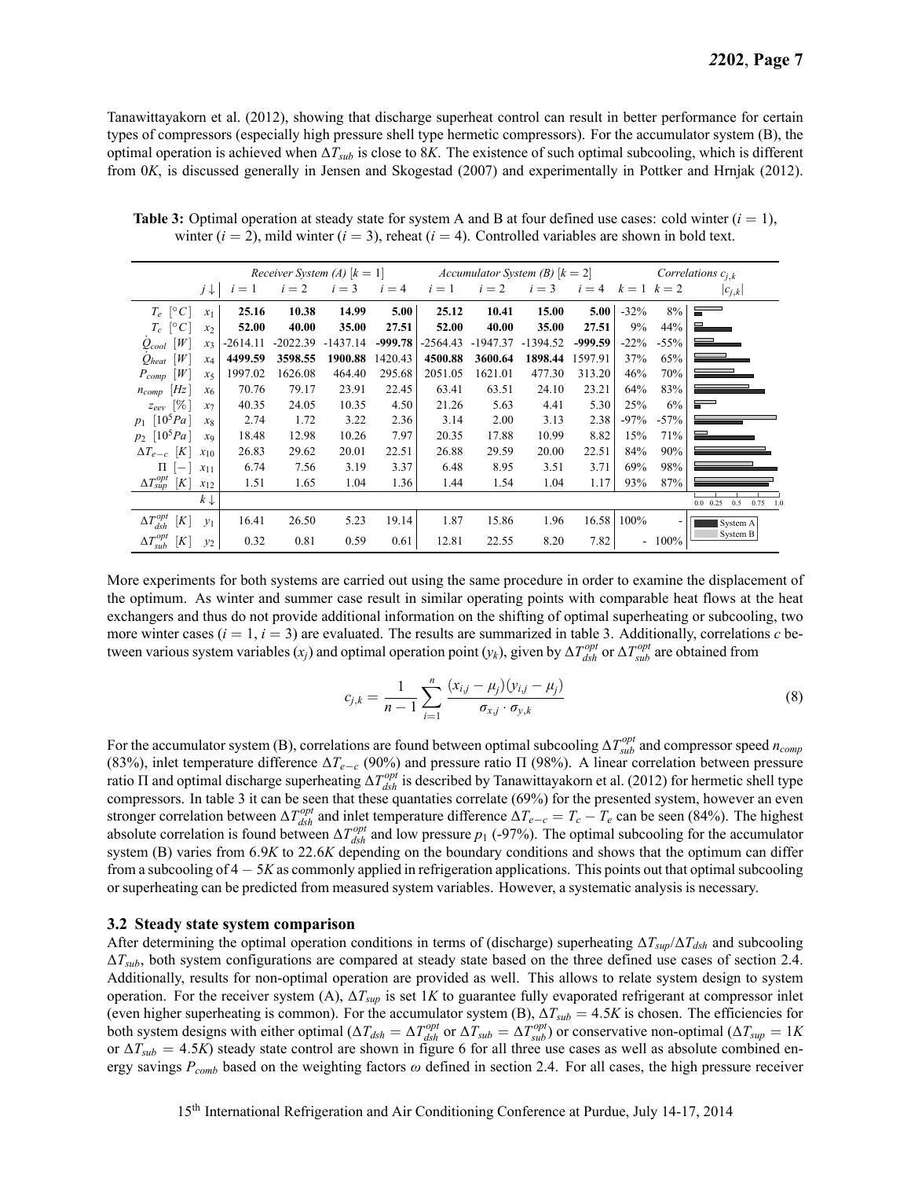Tanawittayakorn et al. (2012), showing that discharge superheat control can result in better performance for certain types of compressors (especially high pressure shell type hermetic compressors). For the accumulator system (B), the optimal operation is achieved when $\Delta T_{sub}$ is close to $8K$. The existence of such optimal subcooling, which is different from $0K$, is discussed generally in Jensen and Skogestad (2007) and experimentally in Pottker and Hrnjak (2012).

**Table 3:** Optimal operation at steady state for system A and B at four defined use cases: cold winter ($i = 1$), winter ($i = 2$), mild winter ($i = 3$), reheat ($i = 4$). Controlled variables are shown in bold text.

| | | Receiver System (A) $[k = 1]$ | | | | Accumulator System (B) $[k = 2]$ | | | | Correlations $c_{j,k}$ | |
|---|---|---|---|---|---|---|---|---|---|---|---|
| | $j \downarrow$ | $i = 1$ | $i = 2$ | $i = 3$ | $i = 4$ | $i = 1$ | $i = 2$ | $i = 3$ | $i = 4$ | $k = 1$ | $k = 2$ |
| $T_e$ $[°C]$ | $x_1$ | **25.16** | **10.38** | **14.99** | **5.00** | **25.12** | **10.41** | **15.00** | **5.00** | -32% | 8% |
| $T_c$ $[°C]$ | $x_2$ | **52.00** | **40.00** | **35.00** | **27.51** | **52.00** | **40.00** | **35.00** | **27.51** | 9% | 44% |
| $\dot{Q}_{cool}$ $[W]$ | $x_3$ | -2614.11 | -2022.39 | -1437.14 | **-999.78** | -2564.43 | -1947.37 | -1394.52 | **-999.59** | -22% | -55% |
| $\dot{Q}_{heat}$ $[W]$ | $x_4$ | **4499.59** | **3598.55** | **1900.88** | 1420.43 | **4500.88** | **3600.64** | **1898.44** | 1597.91 | 37% | 65% |
| $P_{comp}$ $[W]$ | $x_5$ | 1997.02 | 1626.08 | 464.40 | 295.68 | 2051.05 | 1621.01 | 477.30 | 313.20 | 46% | 70% |
| $n_{comp}$ $[Hz]$ | $x_6$ | 70.76 | 79.17 | 23.91 | 22.45 | 63.41 | 63.51 | 24.10 | 23.21 | 64% | 83% |
| $z_{eev}$ $[\%]$ | $x_7$ | 40.35 | 24.05 | 10.35 | 4.50 | 21.26 | 5.63 | 4.41 | 5.30 | 25% | 6% |
| $p_1$ $[10^5 Pa]$ | $x_8$ | 2.74 | 1.72 | 3.22 | 2.36 | 3.14 | 2.00 | 3.13 | 2.38 | -97% | -57% |
| $p_2$ $[10^5 Pa]$ | $x_9$ | 18.48 | 12.98 | 10.26 | 7.97 | 20.35 | 17.88 | 10.99 | 8.82 | 15% | 71% |
| $\Delta T_{e-c}$ $[K]$ | $x_{10}$ | 26.83 | 29.62 | 20.01 | 22.51 | 26.88 | 29.59 | 20.00 | 22.51 | 84% | 90% |
| $\Pi$ $[-]$ | $x_{11}$ | 6.74 | 7.56 | 3.19 | 3.37 | 6.48 | 8.95 | 3.51 | 3.71 | 69% | 98% |
| $\Delta T_{sup}^{opt}$ $[K]$ | $x_{12}$ | 1.51 | 1.65 | 1.04 | 1.36 | 1.44 | 1.54 | 1.04 | 1.17 | 93% | 87% |
| | $k \downarrow$ | | | | | | | | | | |
| $\Delta T_{dsh}^{opt}$ $[K]$ | $y_1$ | 16.41 | 26.50 | 5.23 | 19.14 | 1.87 | 15.86 | 1.96 | 16.58 | 100% | - |
| $\Delta T_{sub}^{opt}$ $[K]$ | $y_2$ | 0.32 | 0.81 | 0.59 | 0.61 | 12.81 | 22.55 | 8.20 | 7.82 | - | 100% |

More experiments for both systems are carried out using the same procedure in order to examine the displacement of the optimum. As winter and summer case result in similar operating points with comparable heat flows at the heat exchangers and thus do not provide additional information on the shifting of optimal superheating or subcooling, two more winter cases ($i = 1$, $i = 3$) are evaluated. The results are summarized in table 3. Additionally, correlations $c$ between various system variables ($x_j$) and optimal operation point ($y_k$), given by $\Delta T_{dsh}^{opt}$ or $\Delta T_{sub}^{opt}$ are obtained from

$$c_{j,k} = \frac{1}{n-1} \sum_{i=1}^{n} \frac{(x_{i,j} - \mu_j)(y_{i,j} - \mu_j)}{\sigma_{x,j} \cdot \sigma_{y,k}} \tag{8}$$

For the accumulator system (B), correlations are found between optimal subcooling $\Delta T_{sub}^{opt}$ and compressor speed $n_{comp}$ (83%), inlet temperature difference $\Delta T_{e-c}$ (90%) and pressure ratio $\Pi$ (98%). A linear correlation between pressure ratio $\Pi$ and optimal discharge superheating $\Delta T_{dsh}^{opt}$ is described by Tanawittayakorn et al. (2012) for hermetic shell type compressors. In table 3 it can be seen that these quantaties correlate (69%) for the presented system, however an even stronger correlation between $\Delta T_{dsh}^{opt}$ and inlet temperature difference $\Delta T_{e-c} = T_c - T_e$ can be seen (84%). The highest absolute correlation is found between $\Delta T_{dsh}^{opt}$ and low pressure $p_1$ (-97%). The optimal subcooling for the accumulator system (B) varies from $6.9K$ to $22.6K$ depending on the boundary conditions and shows that the optimum can differ from a subcooling of $4 - 5K$ as commonly applied in refrigeration applications. This points out that optimal subcooling or superheating can be predicted from measured system variables. However, a systematic analysis is necessary.

### 3.2 Steady state system comparison

After determining the optimal operation conditions in terms of (discharge) superheating $\Delta T_{sup}/\Delta T_{dsh}$ and subcooling $\Delta T_{sub}$, both system configurations are compared at steady state based on the three defined use cases of section 2.4. Additionally, results for non-optimal operation are provided as well. This allows to relate system design to system operation. For the receiver system (A), $\Delta T_{sup}$ is set $1K$ to guarantee fully evaporated refrigerant at compressor inlet (even higher superheating is common). For the accumulator system (B), $\Delta T_{sub} = 4.5K$ is chosen. The efficiencies for both system designs with either optimal ($\Delta T_{dsh} = \Delta T_{dsh}^{opt}$ or $\Delta T_{sub} = \Delta T_{sub}^{opt}$) or conservative non-optimal ($\Delta T_{sup} = 1K$ or $\Delta T_{sub} = 4.5K$) steady state control are shown in figure 6 for all three use cases as well as absolute combined energy savings $P_{comb}$ based on the weighting factors $\omega$ defined in section 2.4. For all cases, the high pressure receiver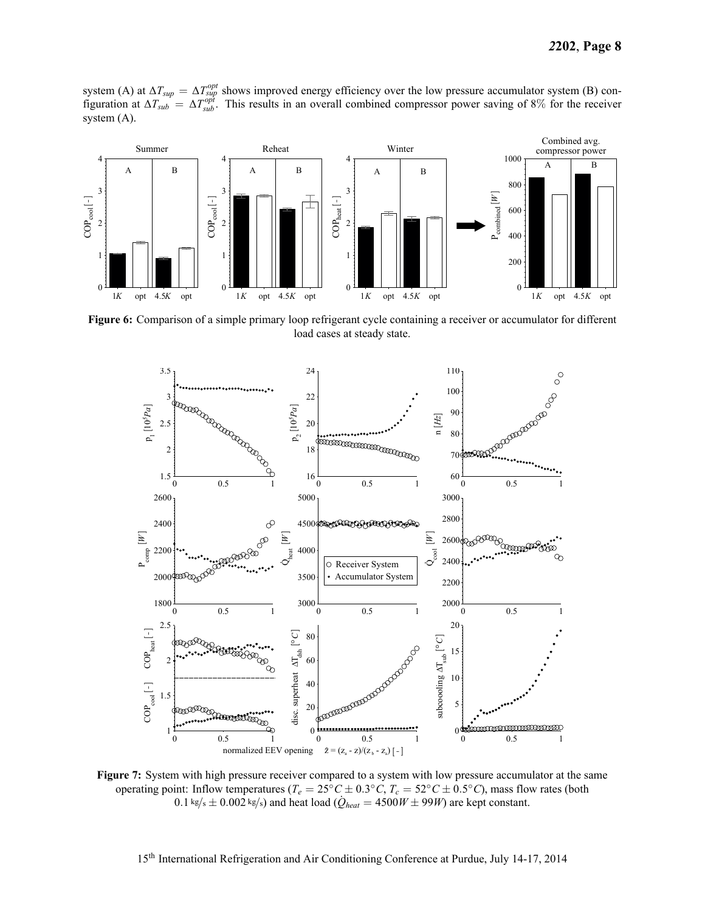system (A) at $\Delta T_{sup} = \Delta T_{sup}^{opt}$ shows improved energy efficiency over the low pressure accumulator system (B) configuration at $\Delta T_{sub} = \Delta T_{sub}^{opt}$. This results in an overall combined compressor power saving of 8% for the receiver system (A).

**Figure 6:** Comparison of a simple primary loop refrigerant cycle containing a receiver or accumulator for different load cases at steady state.

**Figure 7:** System with high pressure receiver compared to a system with low pressure accumulator at the same operating point: Inflow temperatures ($T_e = 25°C \pm 0.3°C$, $T_c = 52°C \pm 0.5°C$), mass flow rates (both $0.1\,\text{kg/s} \pm 0.002\,\text{kg/s}$) and heat load ($\dot{Q}_{heat} = 4500W \pm 99W$) are kept constant.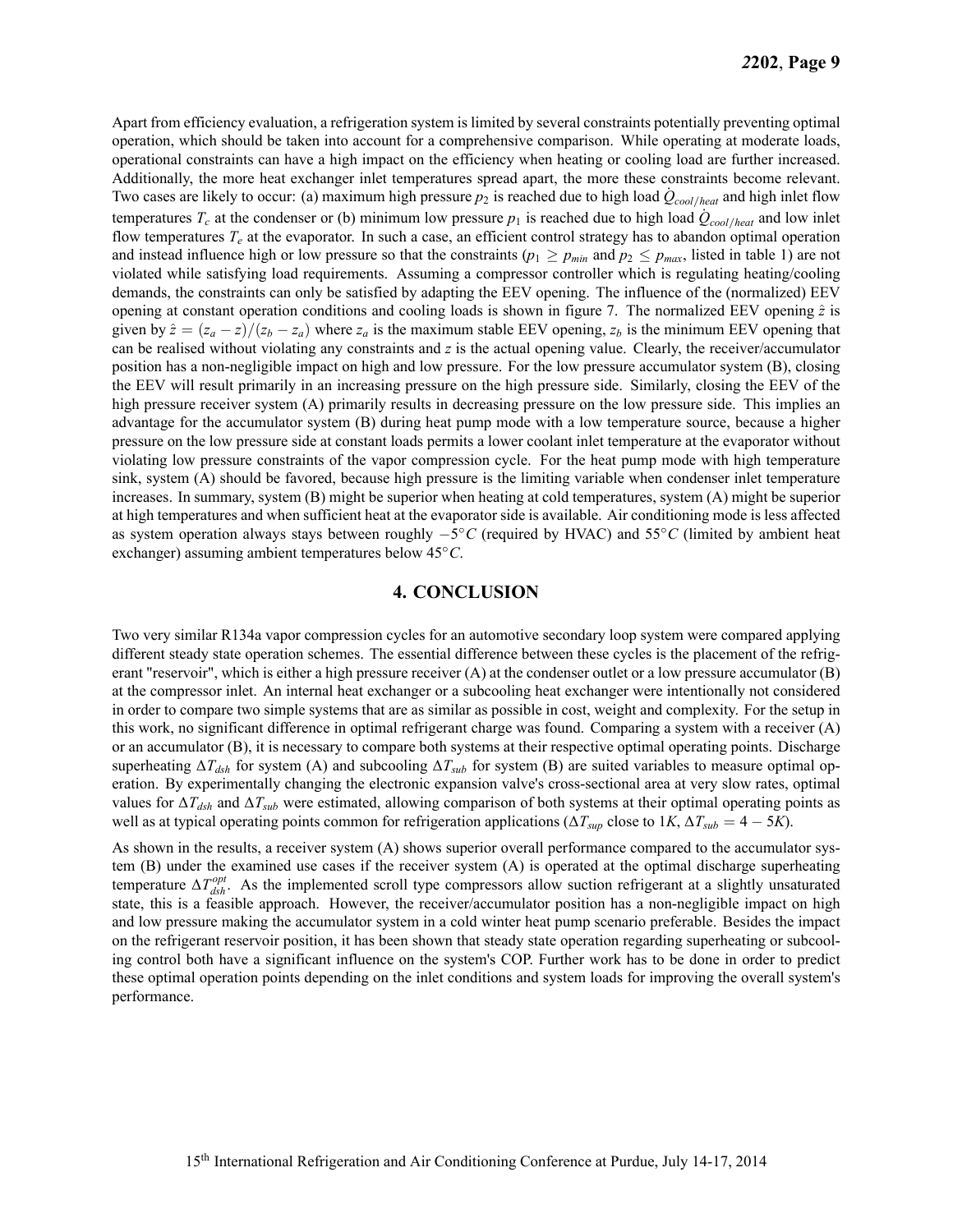Apart from efficiency evaluation, a refrigeration system is limited by several constraints potentially preventing optimal operation, which should be taken into account for a comprehensive comparison. While operating at moderate loads, operational constraints can have a high impact on the efficiency when heating or cooling load are further increased. Additionally, the more heat exchanger inlet temperatures spread apart, the more these constraints become relevant. Two cases are likely to occur: (a) maximum high pressure $p_2$ is reached due to high load $\dot{Q}_{cool/heat}$ and high inlet flow temperatures $T_c$ at the condenser or (b) minimum low pressure $p_1$ is reached due to high load $\dot{Q}_{cool/heat}$ and low inlet flow temperatures $T_e$ at the evaporator. In such a case, an efficient control strategy has to abandon optimal operation and instead influence high or low pressure so that the constraints ($p_1 \geq p_{min}$ and $p_2 \leq p_{max}$, listed in table 1) are not violated while satisfying load requirements. Assuming a compressor controller which is regulating heating/cooling demands, the constraints can only be satisfied by adapting the EEV opening. The influence of the (normalized) EEV opening at constant operation conditions and cooling loads is shown in figure 7. The normalized EEV opening $\hat{z}$ is given by $\hat{z} = (z_a - z)/(z_b - z_a)$ where $z_a$ is the maximum stable EEV opening, $z_b$ is the minimum EEV opening that can be realised without violating any constraints and $z$ is the actual opening value. Clearly, the receiver/accumulator position has a non-negligible impact on high and low pressure. For the low pressure accumulator system (B), closing the EEV will result primarily in an increasing pressure on the high pressure side. Similarly, closing the EEV of the high pressure receiver system (A) primarily results in decreasing pressure on the low pressure side. This implies an advantage for the accumulator system (B) during heat pump mode with a low temperature source, because a higher pressure on the low pressure side at constant loads permits a lower coolant inlet temperature at the evaporator without violating low pressure constraints of the vapor compression cycle. For the heat pump mode with high temperature sink, system (A) should be favored, because high pressure is the limiting variable when condenser inlet temperature increases. In summary, system (B) might be superior when heating at cold temperatures, system (A) might be superior at high temperatures and when sufficient heat at the evaporator side is available. Air conditioning mode is less affected as system operation always stays between roughly $-5°C$ (required by HVAC) and $55°C$ (limited by ambient heat exchanger) assuming ambient temperatures below $45°C$.

## 4. CONCLUSION

Two very similar R134a vapor compression cycles for an automotive secondary loop system were compared applying different steady state operation schemes. The essential difference between these cycles is the placement of the refrigerant "reservoir", which is either a high pressure receiver (A) at the condenser outlet or a low pressure accumulator (B) at the compressor inlet. An internal heat exchanger or a subcooling heat exchanger were intentionally not considered in order to compare two simple systems that are as similar as possible in cost, weight and complexity. For the setup in this work, no significant difference in optimal refrigerant charge was found. Comparing a system with a receiver (A) or an accumulator (B), it is necessary to compare both systems at their respective optimal operating points. Discharge superheating $\Delta T_{dsh}$ for system (A) and subcooling $\Delta T_{sub}$ for system (B) are suited variables to measure optimal operation. By experimentally changing the electronic expansion valve's cross-sectional area at very slow rates, optimal values for $\Delta T_{dsh}$ and $\Delta T_{sub}$ were estimated, allowing comparison of both systems at their optimal operating points as well as at typical operating points common for refrigeration applications ($\Delta T_{sup}$ close to $1K$, $\Delta T_{sub} = 4 - 5K$).

As shown in the results, a receiver system (A) shows superior overall performance compared to the accumulator system (B) under the examined use cases if the receiver system (A) is operated at the optimal discharge superheating temperature $\Delta T_{dsh}^{opt}$. As the implemented scroll type compressors allow suction refrigerant at a slightly unsaturated state, this is a feasible approach. However, the receiver/accumulator position has a non-negligible impact on high and low pressure making the accumulator system in a cold winter heat pump scenario preferable. Besides the impact on the refrigerant reservoir position, it has been shown that steady state operation regarding superheating or subcooling control both have a significant influence on the system's COP. Further work has to be done in order to predict these optimal operation points depending on the inlet conditions and system loads for improving the overall system's performance.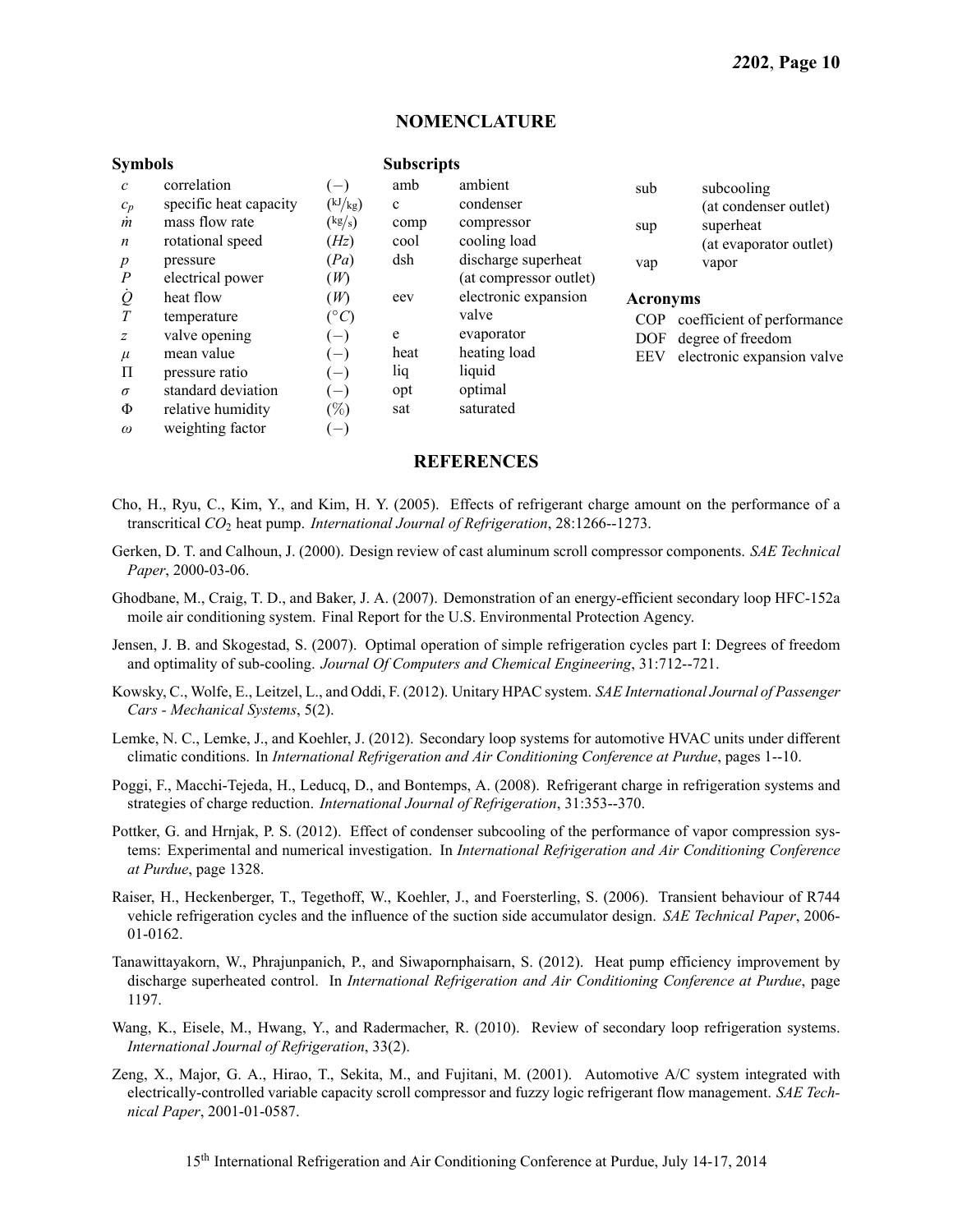## NOMENCLATURE

### Symbols

| | | |
|---|---|---|
| $c$ | correlation | $(-)$ |
| $c_p$ | specific heat capacity | $(kJ/kg)$ |
| $\dot{m}$ | mass flow rate | $(kg/s)$ |
| $n$ | rotational speed | $(Hz)$ |
| $p$ | pressure | $(Pa)$ |
| $P$ | electrical power | $(W)$ |
| $\dot{Q}$ | heat flow | $(W)$ |
| $T$ | temperature | $(^{\circ}C)$ |
| $z$ | valve opening | $(-)$ |
| $\mu$ | mean value | $(-)$ |
| $\Pi$ | pressure ratio | $(-)$ |
| $\sigma$ | standard deviation | $(-)$ |
| $\Phi$ | relative humidity | $(\%)$ |
| $\omega$ | weighting factor | $(-)$ |

### Subscripts

| | |
|---|---|
| amb | ambient |
| c | condenser |
| comp | compressor |
| cool | cooling load |
| dsh | discharge superheat (at compressor outlet) |
| eev | electronic expansion valve |
| e | evaporator |
| heat | heating load |
| liq | liquid |
| opt | optimal |
| sat | saturated |
| sub | subcooling (at condenser outlet) |
| sup | superheat (at evaporator outlet) |
| vap | vapor |

### Acronyms

| | |
|---|---|
| COP | coefficient of performance |
| DOF | degree of freedom |
| EEV | electronic expansion valve |

## REFERENCES

Cho, H., Ryu, C., Kim, Y., and Kim, H. Y. (2005). Effects of refrigerant charge amount on the performance of a transcritical $CO_2$ heat pump. *International Journal of Refrigeration*, 28:1266--1273.

Gerken, D. T. and Calhoun, J. (2000). Design review of cast aluminum scroll compressor components. *SAE Technical Paper*, 2000-03-06.

Ghodbane, M., Craig, T. D., and Baker, J. A. (2007). Demonstration of an energy-efficient secondary loop HFC-152a moile air conditioning system. Final Report for the U.S. Environmental Protection Agency.

Jensen, J. B. and Skogestad, S. (2007). Optimal operation of simple refrigeration cycles part I: Degrees of freedom and optimality of sub-cooling. *Journal Of Computers and Chemical Engineering*, 31:712--721.

Kowsky, C., Wolfe, E., Leitzel, L., and Oddi, F. (2012). Unitary HPAC system. *SAE International Journal of Passenger Cars - Mechanical Systems*, 5(2).

Lemke, N. C., Lemke, J., and Koehler, J. (2012). Secondary loop systems for automotive HVAC units under different climatic conditions. In *International Refrigeration and Air Conditioning Conference at Purdue*, pages 1--10.

Poggi, F., Macchi-Tejeda, H., Leducq, D., and Bontemps, A. (2008). Refrigerant charge in refrigeration systems and strategies of charge reduction. *International Journal of Refrigeration*, 31:353--370.

Pottker, G. and Hrnjak, P. S. (2012). Effect of condenser subcooling of the performance of vapor compression systems: Experimental and numerical investigation. In *International Refrigeration and Air Conditioning Conference at Purdue*, page 1328.

Raiser, H., Heckenberger, T., Tegethoff, W., Koehler, J., and Foersterling, S. (2006). Transient behaviour of R744 vehicle refrigeration cycles and the influence of the suction side accumulator design. *SAE Technical Paper*, 2006-01-0162.

Tanawittayakorn, W., Phrajunpanich, P., and Siwapornphaisarn, S. (2012). Heat pump efficiency improvement by discharge superheated control. In *International Refrigeration and Air Conditioning Conference at Purdue*, page 1197.

Wang, K., Eisele, M., Hwang, Y., and Radermacher, R. (2010). Review of secondary loop refrigeration systems. *International Journal of Refrigeration*, 33(2).

Zeng, X., Major, G. A., Hirao, T., Sekita, M., and Fujitani, M. (2001). Automotive A/C system integrated with electrically-controlled variable capacity scroll compressor and fuzzy logic refrigerant flow management. *SAE Technical Paper*, 2001-01-0587.